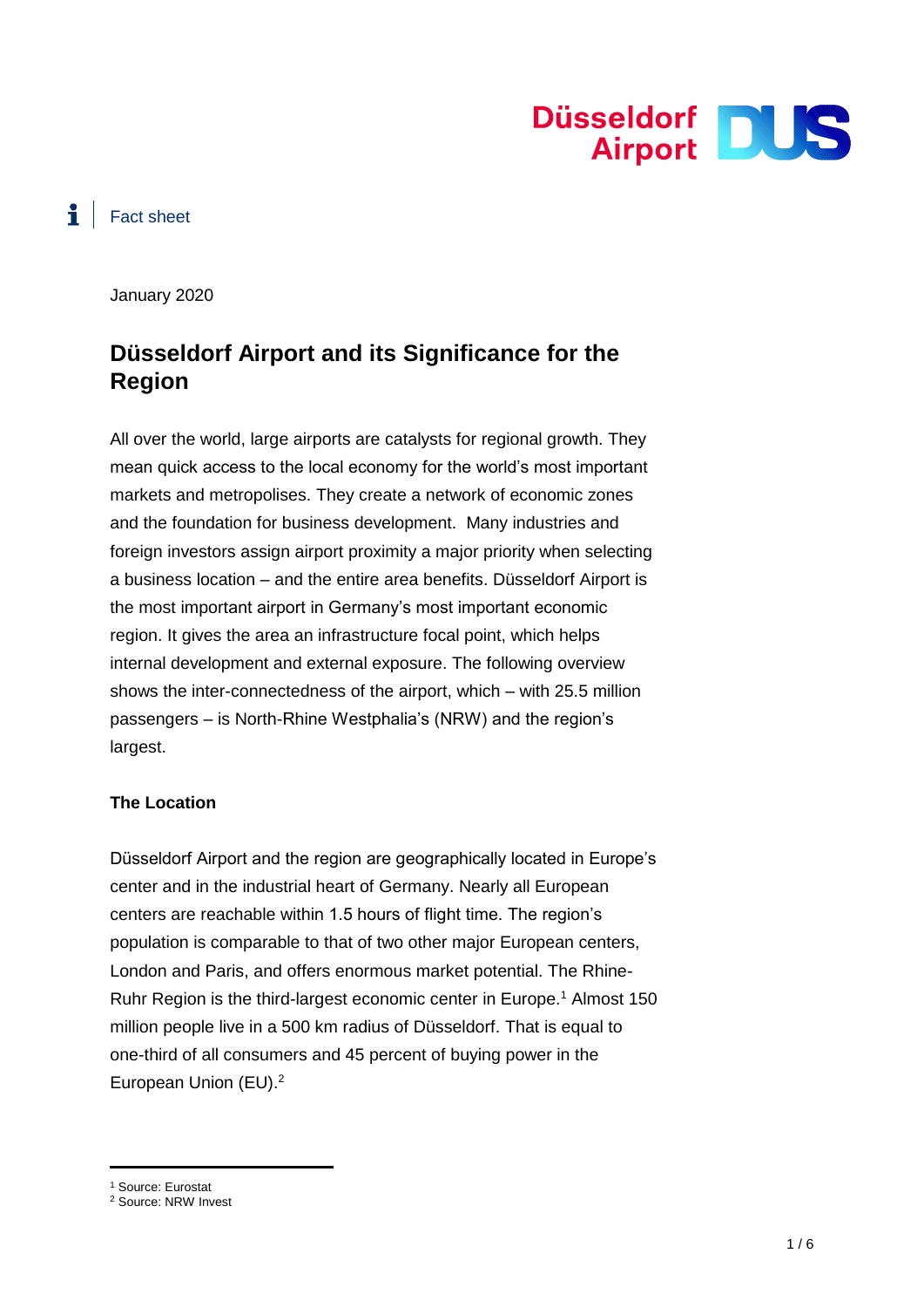Düsseldorf Airport

Fact sheet

January 2020

# Düsseldorf Airport and its Significance for the Region

All over the world, large airports are catalysts for regional growth. They mean quick access to the local economy for the world's most important markets and metropolises. They create a network of economic zones and the foundation for business development. Many industries and foreign investors assign airport proximity a major priority when selecting a business location – and the entire area benefits. Düsseldorf Airport is the most important airport in Germany's most important economic region. It gives the area an infrastructure focal point, which helps internal development and external exposure. The following overview shows the inter-connectedness of the airport, which – with 25.5 million passengers – is North-Rhine Westphalia's (NRW) and the region's largest.

**The Location**

Düsseldorf Airport and the region are geographically located in Europe's center and in the industrial heart of Germany. Nearly all European centers are reachable within 1.5 hours of flight time. The region's population is comparable to that of two other major European centers, London and Paris, and offers enormous market potential. The Rhine-Ruhr Region is the third-largest economic center in Europe.[1] Almost 150 million people live in a 500 km radius of Düsseldorf. That is equal to one-third of all consumers and 45 percent of buying power in the European Union (EU).[2]

[1] Source: Eurostat
[2] Source: NRW Invest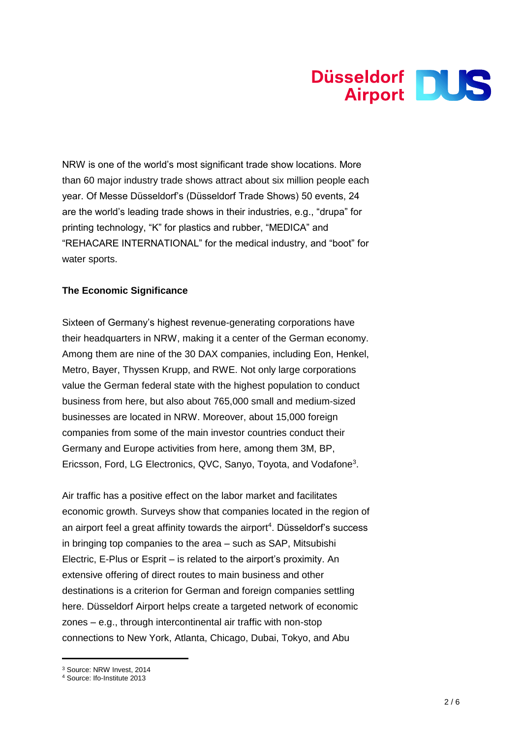NRW is one of the world's most significant trade show locations. More than 60 major industry trade shows attract about six million people each year. Of Messe Düsseldorf's (Düsseldorf Trade Shows) 50 events, 24 are the world's leading trade shows in their industries, e.g., "drupa" for printing technology, "K" for plastics and rubber, "MEDICA" and "REHACARE INTERNATIONAL" for the medical industry, and "boot" for water sports.

**The Economic Significance**

Sixteen of Germany's highest revenue-generating corporations have their headquarters in NRW, making it a center of the German economy. Among them are nine of the 30 DAX companies, including Eon, Henkel, Metro, Bayer, Thyssen Krupp, and RWE. Not only large corporations value the German federal state with the highest population to conduct business from here, but also about 765,000 small and medium-sized businesses are located in NRW. Moreover, about 15,000 foreign companies from some of the main investor countries conduct their Germany and Europe activities from here, among them 3M, BP, Ericsson, Ford, LG Electronics, QVC, Sanyo, Toyota, and Vodafone[3].

Air traffic has a positive effect on the labor market and facilitates economic growth. Surveys show that companies located in the region of an airport feel a great affinity towards the airport[4]. Düsseldorf's success in bringing top companies to the area – such as SAP, Mitsubishi Electric, E-Plus or Esprit – is related to the airport's proximity. An extensive offering of direct routes to main business and other destinations is a criterion for German and foreign companies settling here. Düsseldorf Airport helps create a targeted network of economic zones – e.g., through intercontinental air traffic with non-stop connections to New York, Atlanta, Chicago, Dubai, Tokyo, and Abu

---

[3] Source: NRW Invest, 2014

[4] Source: Ifo-Institute 2013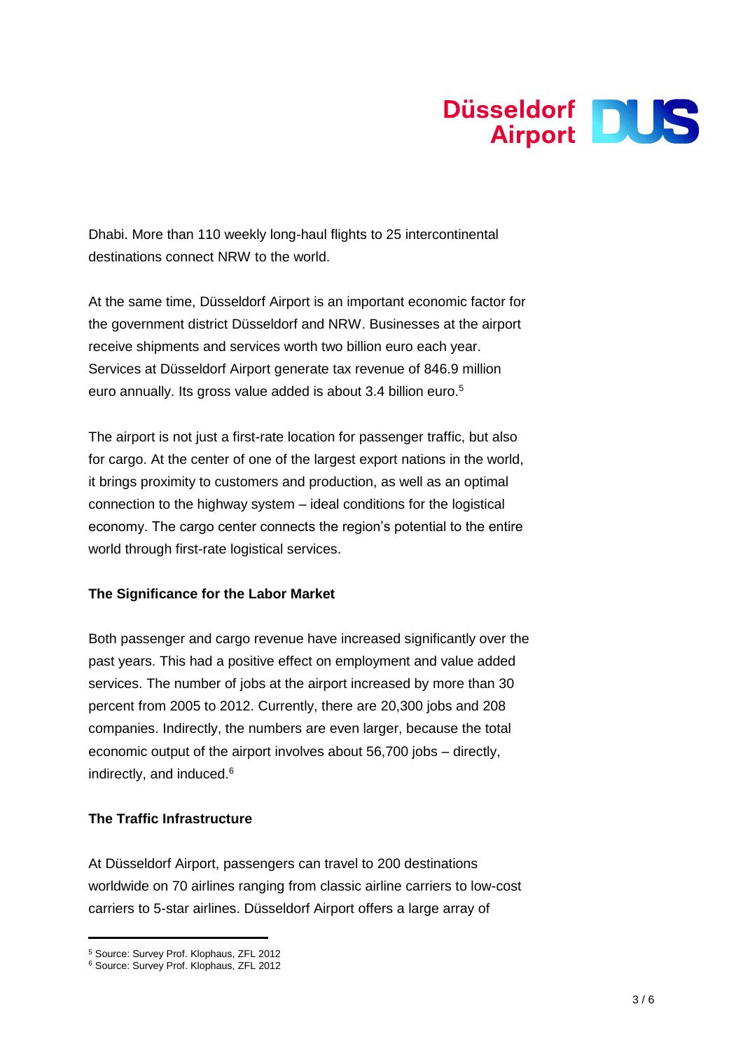Dhabi. More than 110 weekly long-haul flights to 25 intercontinental destinations connect NRW to the world.

At the same time, Düsseldorf Airport is an important economic factor for the government district Düsseldorf and NRW. Businesses at the airport receive shipments and services worth two billion euro each year. Services at Düsseldorf Airport generate tax revenue of 846.9 million euro annually. Its gross value added is about 3.4 billion euro.[5]

The airport is not just a first-rate location for passenger traffic, but also for cargo. At the center of one of the largest export nations in the world, it brings proximity to customers and production, as well as an optimal connection to the highway system – ideal conditions for the logistical economy. The cargo center connects the region's potential to the entire world through first-rate logistical services.

**The Significance for the Labor Market**

Both passenger and cargo revenue have increased significantly over the past years. This had a positive effect on employment and value added services. The number of jobs at the airport increased by more than 30 percent from 2005 to 2012. Currently, there are 20,300 jobs and 208 companies. Indirectly, the numbers are even larger, because the total economic output of the airport involves about 56,700 jobs – directly, indirectly, and induced.[6]

**The Traffic Infrastructure**

At Düsseldorf Airport, passengers can travel to 200 destinations worldwide on 70 airlines ranging from classic airline carriers to low-cost carriers to 5-star airlines. Düsseldorf Airport offers a large array of

---

[5] Source: Survey Prof. Klophaus, ZFL 2012
[6] Source: Survey Prof. Klophaus, ZFL 2012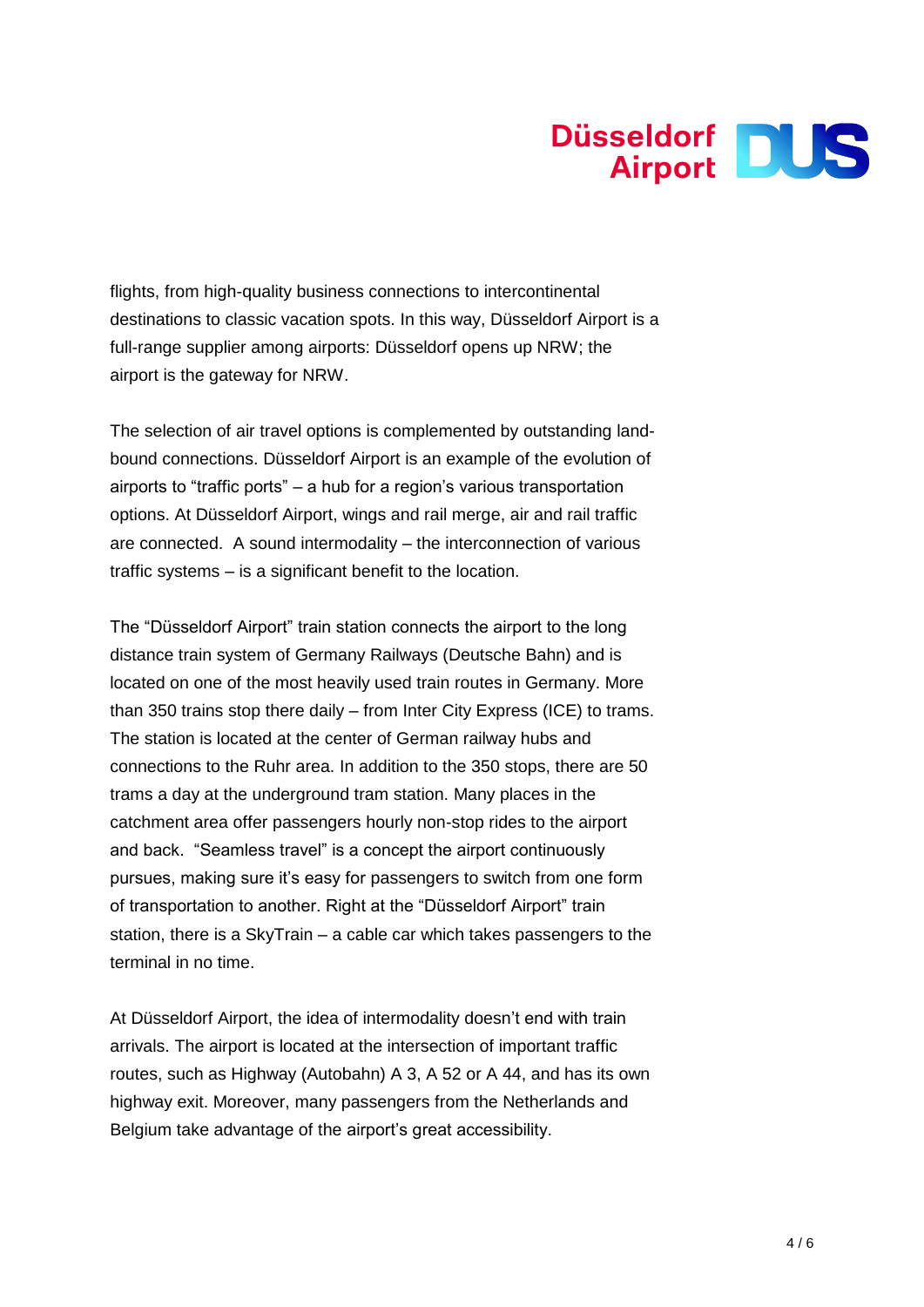flights, from high-quality business connections to intercontinental destinations to classic vacation spots. In this way, Düsseldorf Airport is a full-range supplier among airports: Düsseldorf opens up NRW; the airport is the gateway for NRW.

The selection of air travel options is complemented by outstanding land-bound connections. Düsseldorf Airport is an example of the evolution of airports to "traffic ports" – a hub for a region's various transportation options. At Düsseldorf Airport, wings and rail merge, air and rail traffic are connected. A sound intermodality – the interconnection of various traffic systems – is a significant benefit to the location.

The "Düsseldorf Airport" train station connects the airport to the long distance train system of Germany Railways (Deutsche Bahn) and is located on one of the most heavily used train routes in Germany. More than 350 trains stop there daily – from Inter City Express (ICE) to trams. The station is located at the center of German railway hubs and connections to the Ruhr area. In addition to the 350 stops, there are 50 trams a day at the underground tram station. Many places in the catchment area offer passengers hourly non-stop rides to the airport and back. "Seamless travel" is a concept the airport continuously pursues, making sure it's easy for passengers to switch from one form of transportation to another. Right at the "Düsseldorf Airport" train station, there is a SkyTrain – a cable car which takes passengers to the terminal in no time.

At Düsseldorf Airport, the idea of intermodality doesn't end with train arrivals. The airport is located at the intersection of important traffic routes, such as Highway (Autobahn) A 3, A 52 or A 44, and has its own highway exit. Moreover, many passengers from the Netherlands and Belgium take advantage of the airport's great accessibility.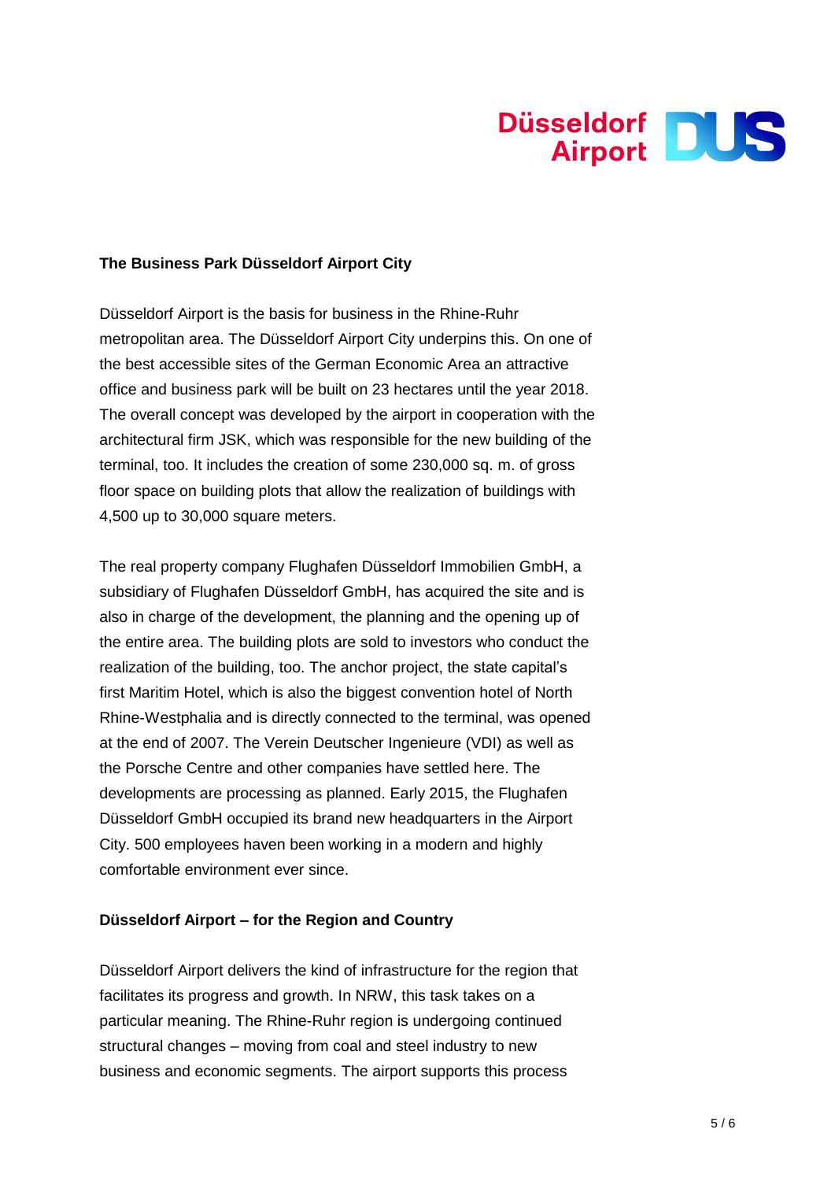**The Business Park Düsseldorf Airport City**

Düsseldorf Airport is the basis for business in the Rhine-Ruhr metropolitan area. The Düsseldorf Airport City underpins this. On one of the best accessible sites of the German Economic Area an attractive office and business park will be built on 23 hectares until the year 2018. The overall concept was developed by the airport in cooperation with the architectural firm JSK, which was responsible for the new building of the terminal, too. It includes the creation of some 230,000 sq. m. of gross floor space on building plots that allow the realization of buildings with 4,500 up to 30,000 square meters.

The real property company Flughafen Düsseldorf Immobilien GmbH, a subsidiary of Flughafen Düsseldorf GmbH, has acquired the site and is also in charge of the development, the planning and the opening up of the entire area. The building plots are sold to investors who conduct the realization of the building, too. The anchor project, the state capital's first Maritim Hotel, which is also the biggest convention hotel of North Rhine-Westphalia and is directly connected to the terminal, was opened at the end of 2007. The Verein Deutscher Ingenieure (VDI) as well as the Porsche Centre and other companies have settled here. The developments are processing as planned. Early 2015, the Flughafen Düsseldorf GmbH occupied its brand new headquarters in the Airport City. 500 employees haven been working in a modern and highly comfortable environment ever since.

**Düsseldorf Airport – for the Region and Country**

Düsseldorf Airport delivers the kind of infrastructure for the region that facilitates its progress and growth. In NRW, this task takes on a particular meaning. The Rhine-Ruhr region is undergoing continued structural changes – moving from coal and steel industry to new business and economic segments. The airport supports this process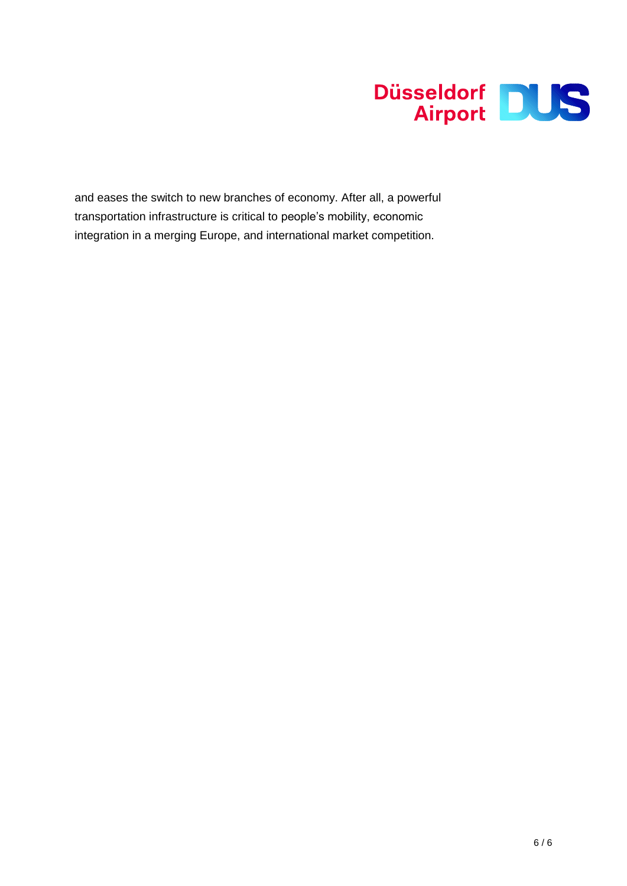and eases the switch to new branches of economy. After all, a powerful transportation infrastructure is critical to people's mobility, economic integration in a merging Europe, and international market competition.